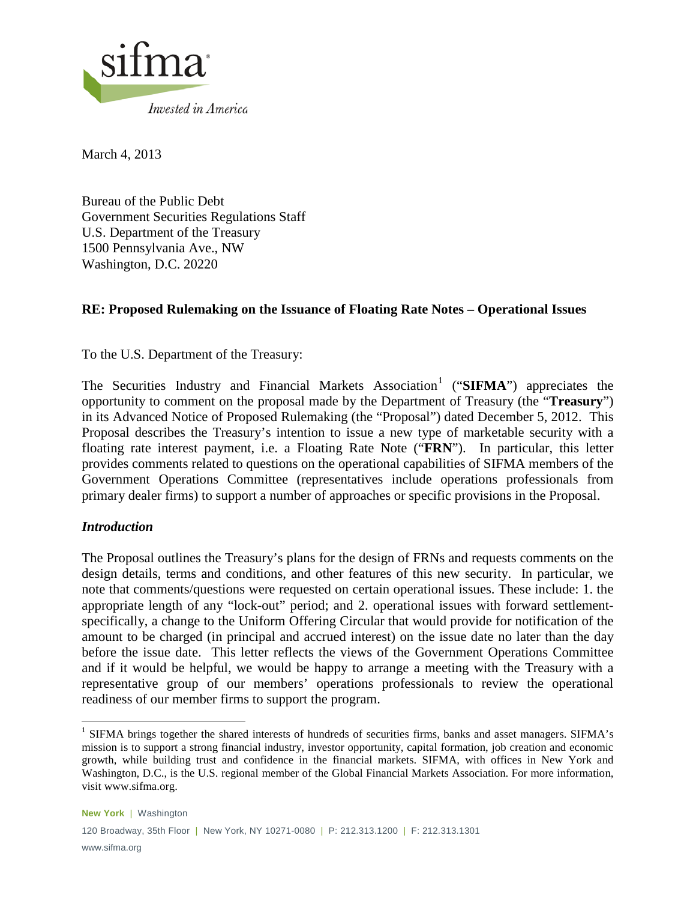sifma

*Invested in America*

March 4, 2013

Bureau of the Public Debt
Government Securities Regulations Staff
U.S. Department of the Treasury
1500 Pennsylvania Ave., NW
Washington, D.C. 20220

**RE: Proposed Rulemaking on the Issuance of Floating Rate Notes – Operational Issues**

To the U.S. Department of the Treasury:

The Securities Industry and Financial Markets Association[1] ("**SIFMA**") appreciates the opportunity to comment on the proposal made by the Department of Treasury (the "**Treasury**") in its Advanced Notice of Proposed Rulemaking (the "Proposal") dated December 5, 2012. This Proposal describes the Treasury's intention to issue a new type of marketable security with a floating rate interest payment, i.e. a Floating Rate Note ("**FRN**"). In particular, this letter provides comments related to questions on the operational capabilities of SIFMA members of the Government Operations Committee (representatives include operations professionals from primary dealer firms) to support a number of approaches or specific provisions in the Proposal.

### *Introduction*

The Proposal outlines the Treasury's plans for the design of FRNs and requests comments on the design details, terms and conditions, and other features of this new security. In particular, we note that comments/questions were requested on certain operational issues. These include: 1. the appropriate length of any "lock-out" period; and 2. operational issues with forward settlement- specifically, a change to the Uniform Offering Circular that would provide for notification of the amount to be charged (in principal and accrued interest) on the issue date no later than the day before the issue date. This letter reflects the views of the Government Operations Committee and if it would be helpful, we would be happy to arrange a meeting with the Treasury with a representative group of our members' operations professionals to review the operational readiness of our member firms to support the program.

[1] SIFMA brings together the shared interests of hundreds of securities firms, banks and asset managers. SIFMA's mission is to support a strong financial industry, investor opportunity, capital formation, job creation and economic growth, while building trust and confidence in the financial markets. SIFMA, with offices in New York and Washington, D.C., is the U.S. regional member of the Global Financial Markets Association. For more information, visit www.sifma.org.

**New York** | Washington

120 Broadway, 35th Floor | New York, NY 10271-0080 | P: 212.313.1200 | F: 212.313.1301

www.sifma.org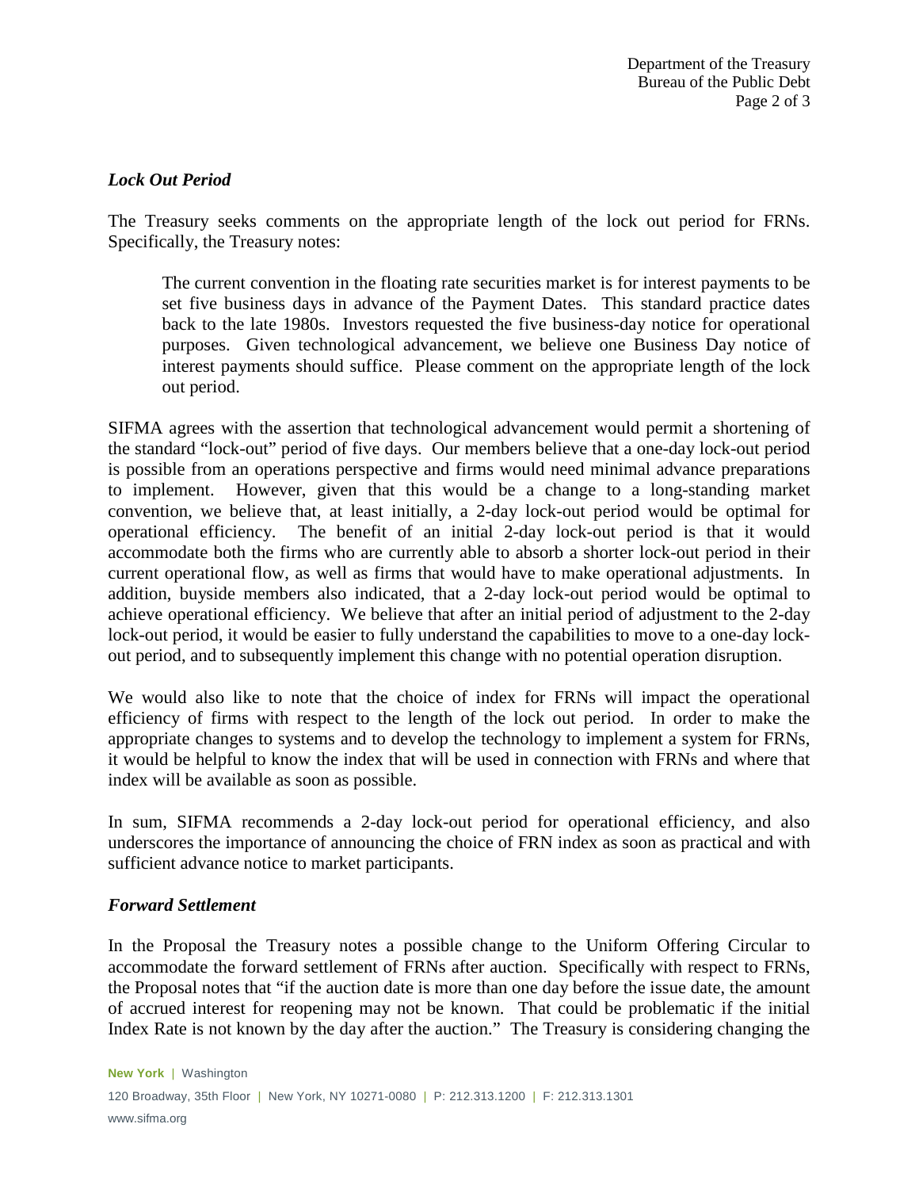### *Lock Out Period*

The Treasury seeks comments on the appropriate length of the lock out period for FRNs. Specifically, the Treasury notes:

> The current convention in the floating rate securities market is for interest payments to be set five business days in advance of the Payment Dates. This standard practice dates back to the late 1980s. Investors requested the five business-day notice for operational purposes. Given technological advancement, we believe one Business Day notice of interest payments should suffice. Please comment on the appropriate length of the lock out period.

SIFMA agrees with the assertion that technological advancement would permit a shortening of the standard "lock-out" period of five days. Our members believe that a one-day lock-out period is possible from an operations perspective and firms would need minimal advance preparations to implement. However, given that this would be a change to a long-standing market convention, we believe that, at least initially, a 2-day lock-out period would be optimal for operational efficiency. The benefit of an initial 2-day lock-out period is that it would accommodate both the firms who are currently able to absorb a shorter lock-out period in their current operational flow, as well as firms that would have to make operational adjustments. In addition, buyside members also indicated, that a 2-day lock-out period would be optimal to achieve operational efficiency. We believe that after an initial period of adjustment to the 2-day lock-out period, it would be easier to fully understand the capabilities to move to a one-day lock-out period, and to subsequently implement this change with no potential operation disruption.

We would also like to note that the choice of index for FRNs will impact the operational efficiency of firms with respect to the length of the lock out period. In order to make the appropriate changes to systems and to develop the technology to implement a system for FRNs, it would be helpful to know the index that will be used in connection with FRNs and where that index will be available as soon as possible.

In sum, SIFMA recommends a 2-day lock-out period for operational efficiency, and also underscores the importance of announcing the choice of FRN index as soon as practical and with sufficient advance notice to market participants.

### *Forward Settlement*

In the Proposal the Treasury notes a possible change to the Uniform Offering Circular to accommodate the forward settlement of FRNs after auction. Specifically with respect to FRNs, the Proposal notes that "if the auction date is more than one day before the issue date, the amount of accrued interest for reopening may not be known. That could be problematic if the initial Index Rate is not known by the day after the auction." The Treasury is considering changing the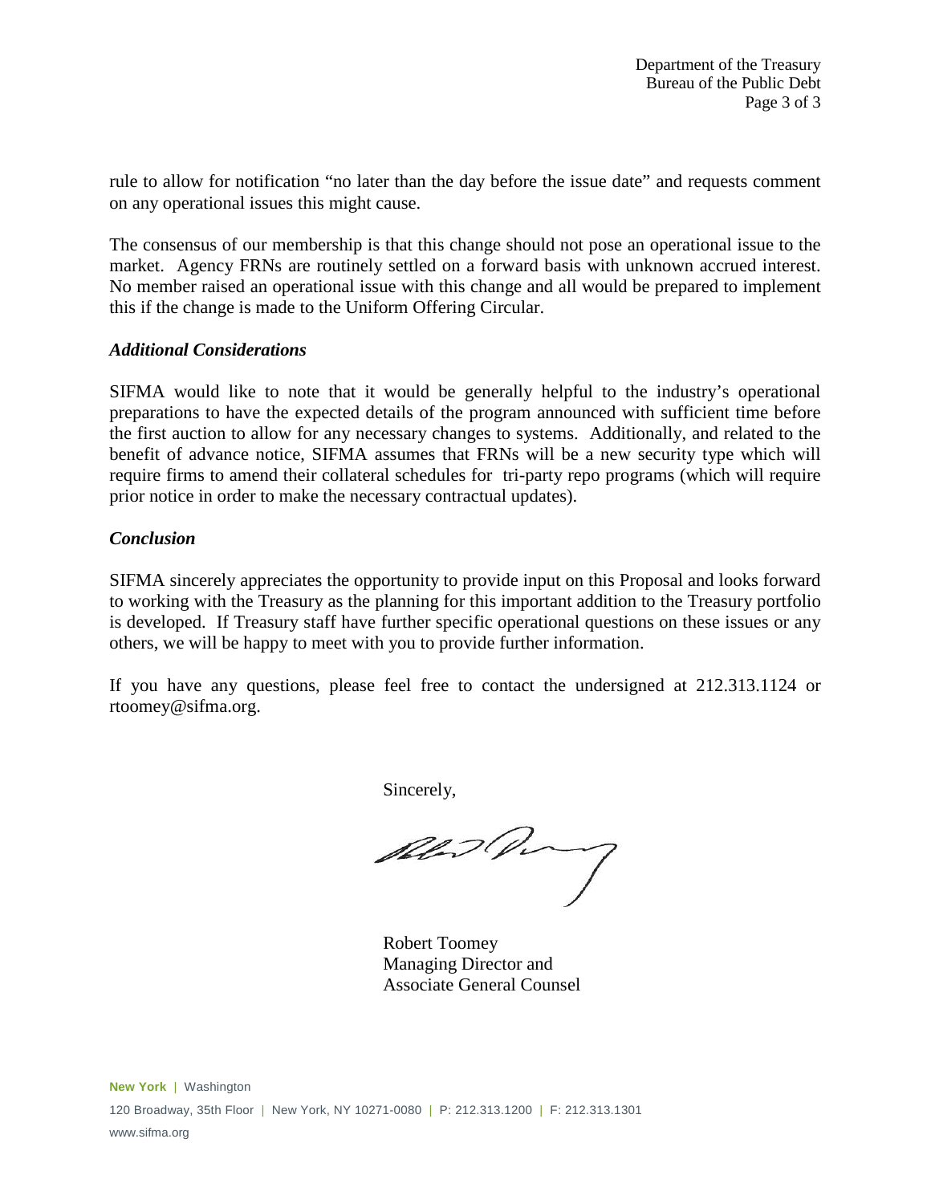rule to allow for notification "no later than the day before the issue date" and requests comment on any operational issues this might cause.

The consensus of our membership is that this change should not pose an operational issue to the market. Agency FRNs are routinely settled on a forward basis with unknown accrued interest. No member raised an operational issue with this change and all would be prepared to implement this if the change is made to the Uniform Offering Circular.

***Additional Considerations***

SIFMA would like to note that it would be generally helpful to the industry's operational preparations to have the expected details of the program announced with sufficient time before the first auction to allow for any necessary changes to systems. Additionally, and related to the benefit of advance notice, SIFMA assumes that FRNs will be a new security type which will require firms to amend their collateral schedules for tri-party repo programs (which will require prior notice in order to make the necessary contractual updates).

***Conclusion***

SIFMA sincerely appreciates the opportunity to provide input on this Proposal and looks forward to working with the Treasury as the planning for this important addition to the Treasury portfolio is developed. If Treasury staff have further specific operational questions on these issues or any others, we will be happy to meet with you to provide further information.

If you have any questions, please feel free to contact the undersigned at 212.313.1124 or rtoomey@sifma.org.

Sincerely,

Robert Toomey
Managing Director and
Associate General Counsel

New York | Washington
120 Broadway, 35th Floor | New York, NY 10271-0080 | P: 212.313.1200 | F: 212.313.1301
www.sifma.org